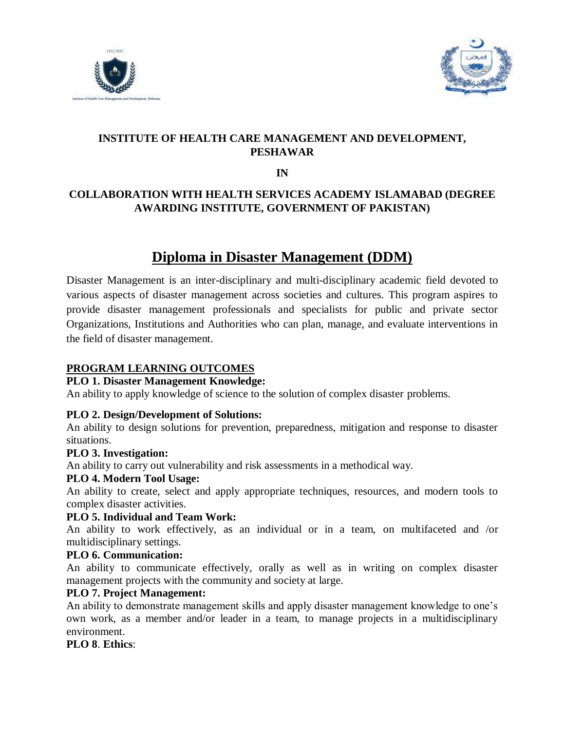**INSTITUTE OF HEALTH CARE MANAGEMENT AND DEVELOPMENT, PESHAWAR**

**IN**

**COLLABORATION WITH HEALTH SERVICES ACADEMY ISLAMABAD (DEGREE AWARDING INSTITUTE, GOVERNMENT OF PAKISTAN)**

# Diploma in Disaster Management (DDM)

Disaster Management is an inter-disciplinary and multi-disciplinary academic field devoted to various aspects of disaster management across societies and cultures. This program aspires to provide disaster management professionals and specialists for public and private sector Organizations, Institutions and Authorities who can plan, manage, and evaluate interventions in the field of disaster management.

## PROGRAM LEARNING OUTCOMES

**PLO 1. Disaster Management Knowledge:**
An ability to apply knowledge of science to the solution of complex disaster problems.

**PLO 2. Design/Development of Solutions:**
An ability to design solutions for prevention, preparedness, mitigation and response to disaster situations.

**PLO 3. Investigation:**
An ability to carry out vulnerability and risk assessments in a methodical way.

**PLO 4. Modern Tool Usage:**
An ability to create, select and apply appropriate techniques, resources, and modern tools to complex disaster activities.

**PLO 5. Individual and Team Work:**
An ability to work effectively, as an individual or in a team, on multifaceted and /or multidisciplinary settings.

**PLO 6. Communication:**
An ability to communicate effectively, orally as well as in writing on complex disaster management projects with the community and society at large.

**PLO 7. Project Management:**
An ability to demonstrate management skills and apply disaster management knowledge to one's own work, as a member and/or leader in a team, to manage projects in a multidisciplinary environment.

**PLO 8**. **Ethics**: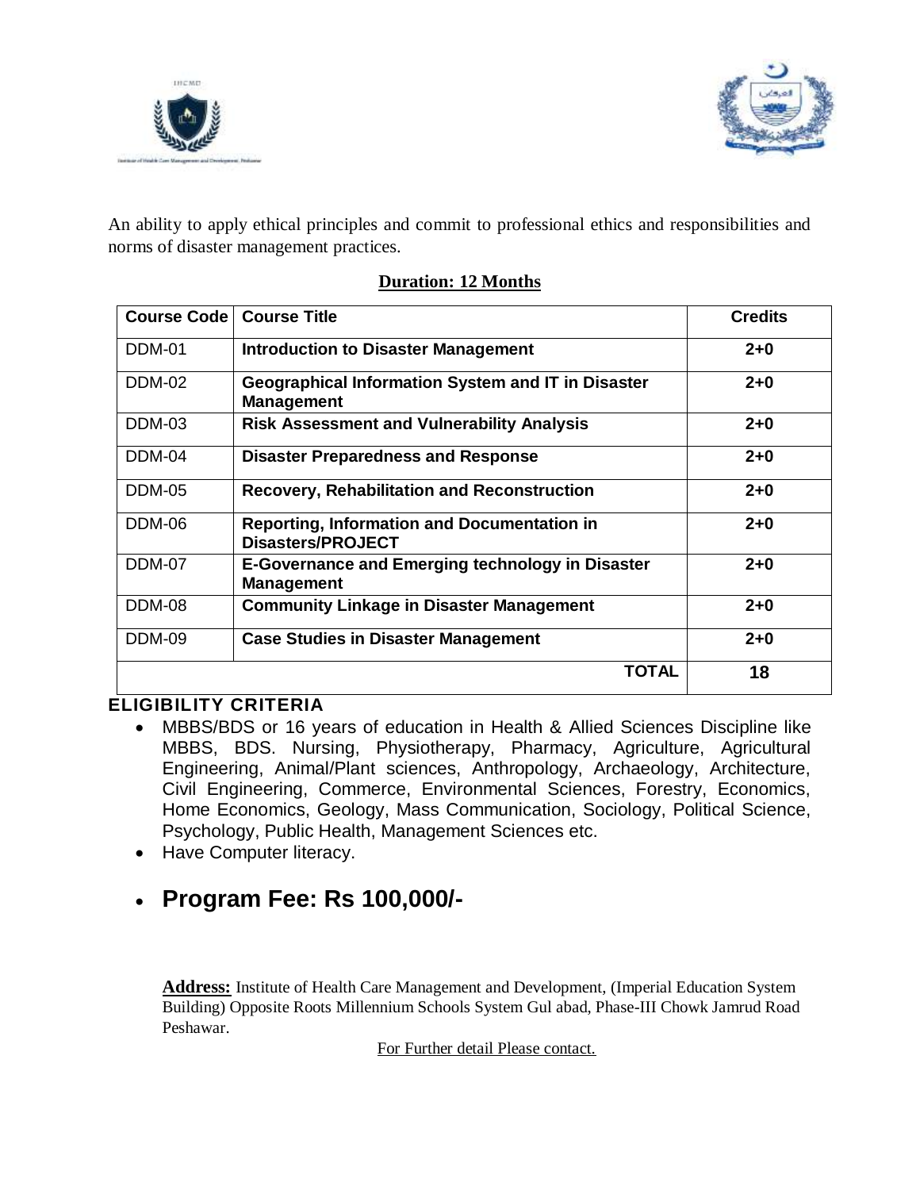An ability to apply ethical principles and commit to professional ethics and responsibilities and norms of disaster management practices.

**Duration: 12 Months**

| Course Code | Course Title | Credits |
|---|---|---|
| DDM-01 | **Introduction to Disaster Management** | **2+0** |
| DDM-02 | **Geographical Information System and IT in Disaster Management** | **2+0** |
| DDM-03 | **Risk Assessment and Vulnerability Analysis** | **2+0** |
| DDM-04 | **Disaster Preparedness and Response** | **2+0** |
| DDM-05 | **Recovery, Rehabilitation and Reconstruction** | **2+0** |
| DDM-06 | **Reporting, Information and Documentation in Disasters/PROJECT** | **2+0** |
| DDM-07 | **E-Governance and Emerging technology in Disaster Management** | **2+0** |
| DDM-08 | **Community Linkage in Disaster Management** | **2+0** |
| DDM-09 | **Case Studies in Disaster Management** | **2+0** |
| | **TOTAL** | **18** |

## ELIGIBILITY CRITERIA

- MBBS/BDS or 16 years of education in Health & Allied Sciences Discipline like MBBS, BDS. Nursing, Physiotherapy, Pharmacy, Agriculture, Agricultural Engineering, Animal/Plant sciences, Anthropology, Archaeology, Architecture, Civil Engineering, Commerce, Environmental Sciences, Forestry, Economics, Home Economics, Geology, Mass Communication, Sociology, Political Science, Psychology, Public Health, Management Sciences etc.
- Have Computer literacy.
- **Program Fee: Rs 100,000/-**

**Address:** Institute of Health Care Management and Development, (Imperial Education System Building) Opposite Roots Millennium Schools System Gul abad, Phase-III Chowk Jamrud Road Peshawar.

For Further detail Please contact.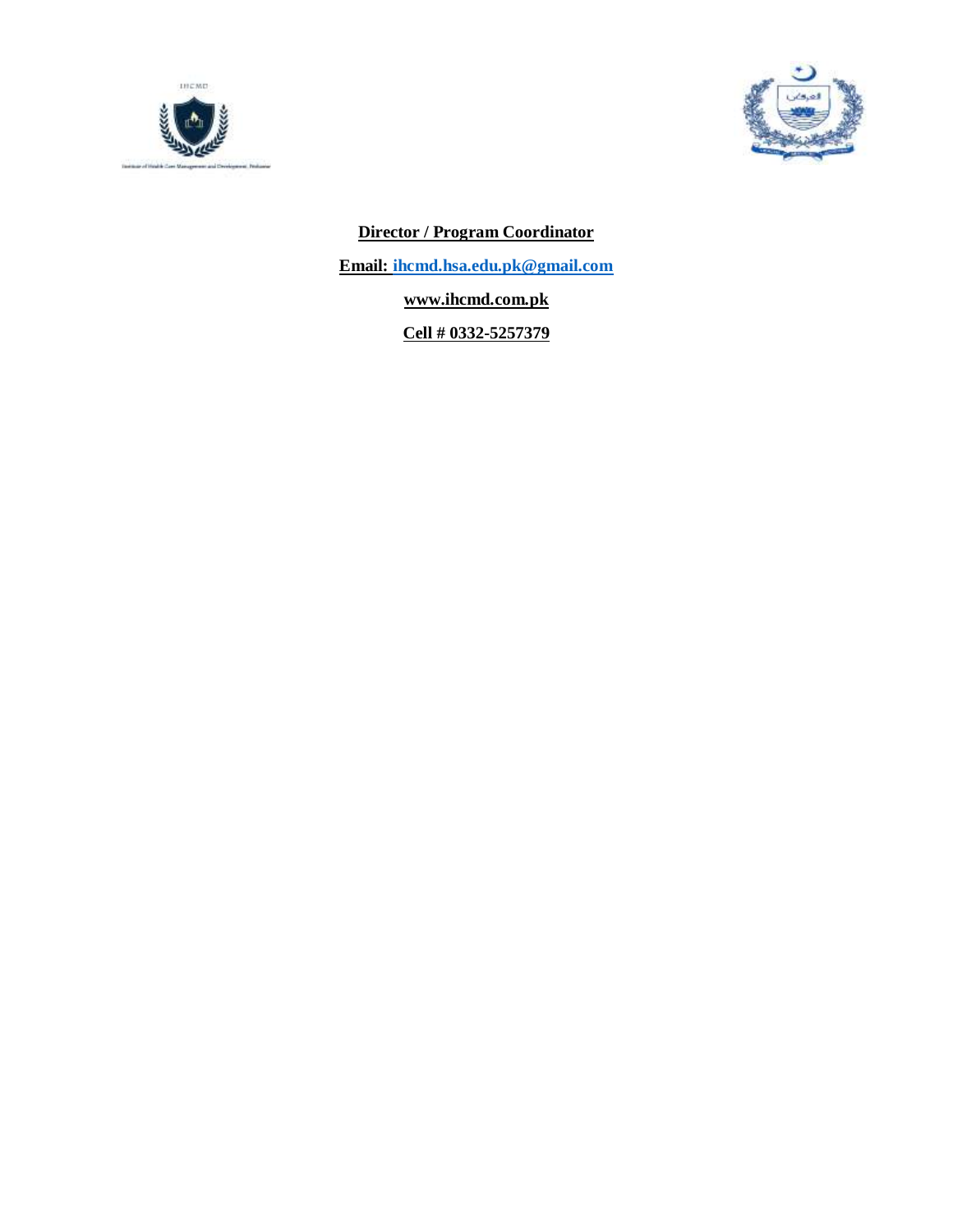**Director / Program Coordinator**

**Email: ihcmd.hsa.edu.pk@gmail.com**

**www.ihcmd.com.pk**

**Cell # 0332-5257379**